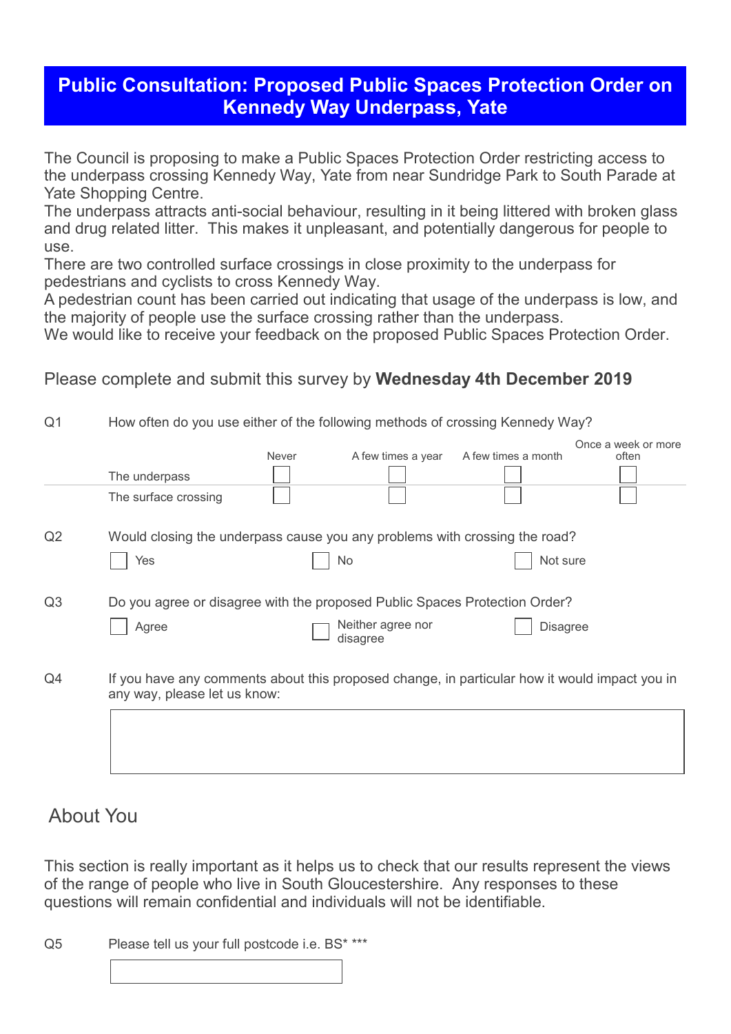# Public Consultation: Proposed Public Spaces Protection Order on Kennedy Way Underpass, Yate

The Council is proposing to make a Public Spaces Protection Order restricting access to the underpass crossing Kennedy Way, Yate from near Sundridge Park to South Parade at Yate Shopping Centre.
The underpass attracts anti-social behaviour, resulting in it being littered with broken glass and drug related litter. This makes it unpleasant, and potentially dangerous for people to use.
There are two controlled surface crossings in close proximity to the underpass for pedestrians and cyclists to cross Kennedy Way.
A pedestrian count has been carried out indicating that usage of the underpass is low, and the majority of people use the surface crossing rather than the underpass.
We would like to receive your feedback on the proposed Public Spaces Protection Order.

Please complete and submit this survey by **Wednesday 4th December 2019**

Q1 How often do you use either of the following methods of crossing Kennedy Way?

| | Never | A few times a year | A few times a month | Once a week or more often |
|---|---|---|---|---|
| The underpass | ☐ | ☐ | ☐ | ☐ |
| The surface crossing | ☐ | ☐ | ☐ | ☐ |

Q2 Would closing the underpass cause you any problems with crossing the road?

☐ Yes ☐ No ☐ Not sure

Q3 Do you agree or disagree with the proposed Public Spaces Protection Order?

☐ Agree ☐ Neither agree nor disagree ☐ Disagree

Q4 If you have any comments about this proposed change, in particular how it would impact you in any way, please let us know:

## About You

This section is really important as it helps us to check that our results represent the views of the range of people who live in South Gloucestershire. Any responses to these questions will remain confidential and individuals will not be identifiable.

Q5 Please tell us your full postcode i.e. BS* ***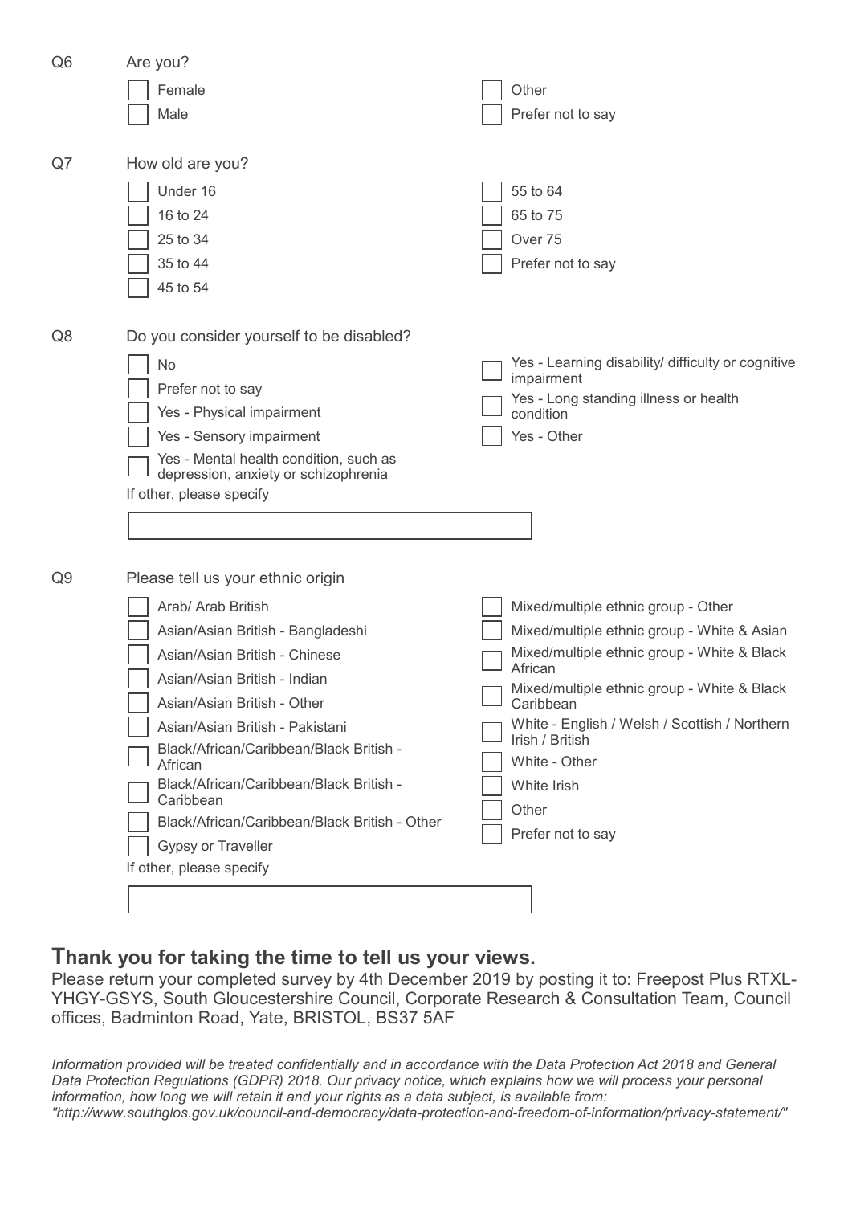Q6 Are you?

- [ ] Female
- [ ] Male
- [ ] Other
- [ ] Prefer not to say

Q7 How old are you?

- [ ] Under 16
- [ ] 16 to 24
- [ ] 25 to 34
- [ ] 35 to 44
- [ ] 45 to 54
- [ ] 55 to 64
- [ ] 65 to 75
- [ ] Over 75
- [ ] Prefer not to say

Q8 Do you consider yourself to be disabled?

- [ ] No
- [ ] Prefer not to say
- [ ] Yes - Physical impairment
- [ ] Yes - Sensory impairment
- [ ] Yes - Mental health condition, such as depression, anxiety or schizophrenia
- [ ] Yes - Learning disability/ difficulty or cognitive impairment
- [ ] Yes - Long standing illness or health condition
- [ ] Yes - Other

If other, please specify

\_\_\_\_\_\_\_\_\_\_\_\_\_\_\_\_\_\_\_\_\_\_\_\_\_\_\_\_\_\_

Q9 Please tell us your ethnic origin

- [ ] Arab/ Arab British
- [ ] Asian/Asian British - Bangladeshi
- [ ] Asian/Asian British - Chinese
- [ ] Asian/Asian British - Indian
- [ ] Asian/Asian British - Other
- [ ] Asian/Asian British - Pakistani
- [ ] Black/African/Caribbean/Black British - African
- [ ] Black/African/Caribbean/Black British - Caribbean
- [ ] Black/African/Caribbean/Black British - Other
- [ ] Gypsy or Traveller
- [ ] Mixed/multiple ethnic group - Other
- [ ] Mixed/multiple ethnic group - White & Asian
- [ ] Mixed/multiple ethnic group - White & Black African
- [ ] Mixed/multiple ethnic group - White & Black Caribbean
- [ ] White - English / Welsh / Scottish / Northern Irish / British
- [ ] White - Other
- [ ] White Irish
- [ ] Other
- [ ] Prefer not to say

If other, please specify

\_\_\_\_\_\_\_\_\_\_\_\_\_\_\_\_\_\_\_\_\_\_\_\_\_\_\_\_\_\_

## Thank you for taking the time to tell us your views.

Please return your completed survey by 4th December 2019 by posting it to: Freepost Plus RTXL-YHGY-GSYS, South Gloucestershire Council, Corporate Research & Consultation Team, Council offices, Badminton Road, Yate, BRISTOL, BS37 5AF

*Information provided will be treated confidentially and in accordance with the Data Protection Act 2018 and General Data Protection Regulations (GDPR) 2018. Our privacy notice, which explains how we will process your personal information, how long we will retain it and your rights as a data subject, is available from: "http://www.southglos.gov.uk/council-and-democracy/data-protection-and-freedom-of-information/privacy-statement/"*